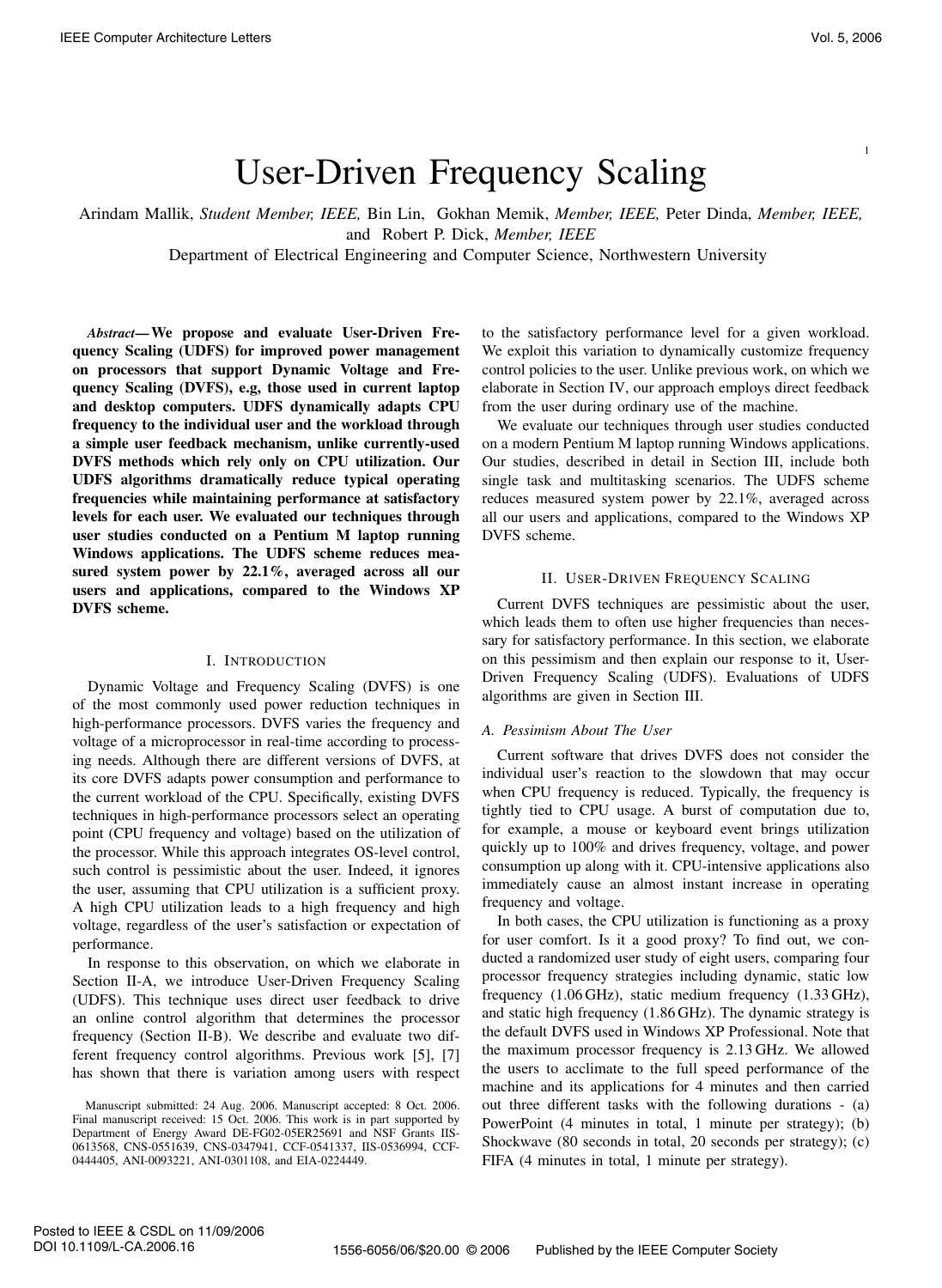# User-Driven Frequency Scaling

Arindam Mallik, *Student Member, IEEE,* Bin Lin, Gokhan Memik, *Member, IEEE,* Peter Dinda, *Member, IEEE,* and Robert P. Dick, *Member, IEEE*

Department of Electrical Engineering and Computer Science, Northwestern University

***Abstract*— We propose and evaluate User-Driven Frequency Scaling (UDFS) for improved power management on processors that support Dynamic Voltage and Frequency Scaling (DVFS), e.g, those used in current laptop and desktop computers. UDFS dynamically adapts CPU frequency to the individual user and the workload through a simple user feedback mechanism, unlike currently-used DVFS methods which rely only on CPU utilization. Our UDFS algorithms dramatically reduce typical operating frequencies while maintaining performance at satisfactory levels for each user. We evaluated our techniques through user studies conducted on a Pentium M laptop running Windows applications. The UDFS scheme reduces measured system power by 22.1%, averaged across all our users and applications, compared to the Windows XP DVFS scheme.**

## I. Introduction

Dynamic Voltage and Frequency Scaling (DVFS) is one of the most commonly used power reduction techniques in high-performance processors. DVFS varies the frequency and voltage of a microprocessor in real-time according to processing needs. Although there are different versions of DVFS, at its core DVFS adapts power consumption and performance to the current workload of the CPU. Specifically, existing DVFS techniques in high-performance processors select an operating point (CPU frequency and voltage) based on the utilization of the processor. While this approach integrates OS-level control, such control is pessimistic about the user. Indeed, it ignores the user, assuming that CPU utilization is a sufficient proxy. A high CPU utilization leads to a high frequency and high voltage, regardless of the user's satisfaction or expectation of performance.

In response to this observation, on which we elaborate in Section II-A, we introduce User-Driven Frequency Scaling (UDFS). This technique uses direct user feedback to drive an online control algorithm that determines the processor frequency (Section II-B). We describe and evaluate two different frequency control algorithms. Previous work [5], [7] has shown that there is variation among users with respect to the satisfactory performance level for a given workload. We exploit this variation to dynamically customize frequency control policies to the user. Unlike previous work, on which we elaborate in Section IV, our approach employs direct feedback from the user during ordinary use of the machine.

We evaluate our techniques through user studies conducted on a modern Pentium M laptop running Windows applications. Our studies, described in detail in Section III, include both single task and multitasking scenarios. The UDFS scheme reduces measured system power by 22.1%, averaged across all our users and applications, compared to the Windows XP DVFS scheme.

Manuscript submitted: 24 Aug. 2006. Manuscript accepted: 8 Oct. 2006. Final manuscript received: 15 Oct. 2006. This work is in part supported by Department of Energy Award DE-FG02-05ER25691 and NSF Grants IIS-0613568, CNS-0551639, CNS-0347941, CCF-0541337, IIS-0536994, CCF-0444405, ANI-0093221, ANI-0301108, and EIA-0224449.

## II. User-Driven Frequency Scaling

Current DVFS techniques are pessimistic about the user, which leads them to often use higher frequencies than necessary for satisfactory performance. In this section, we elaborate on this pessimism and then explain our response to it, User-Driven Frequency Scaling (UDFS). Evaluations of UDFS algorithms are given in Section III.

### A. Pessimism About The User

Current software that drives DVFS does not consider the individual user's reaction to the slowdown that may occur when CPU frequency is reduced. Typically, the frequency is tightly tied to CPU usage. A burst of computation due to, for example, a mouse or keyboard event brings utilization quickly up to 100% and drives frequency, voltage, and power consumption along with it. CPU-intensive applications also immediately cause an almost instant increase in operating frequency and voltage.

In both cases, the CPU utilization is functioning as a proxy for user comfort. Is it a good proxy? To find out, we conducted a randomized user study of eight users, comparing four processor frequency strategies including dynamic, static low frequency (1.06 GHz), static medium frequency (1.33 GHz), and static high frequency (1.86 GHz). The dynamic strategy is the default DVFS used in Windows XP Professional. Note that the maximum processor frequency is 2.13 GHz. We allowed the users to acclimate to the full speed performance of the machine and its applications for 4 minutes and then carried out three different tasks with the following durations - (a) PowerPoint (4 minutes in total, 1 minute per strategy); (b) Shockwave (80 seconds in total, 20 seconds per strategy); (c) FIFA (4 minutes in total, 1 minute per strategy).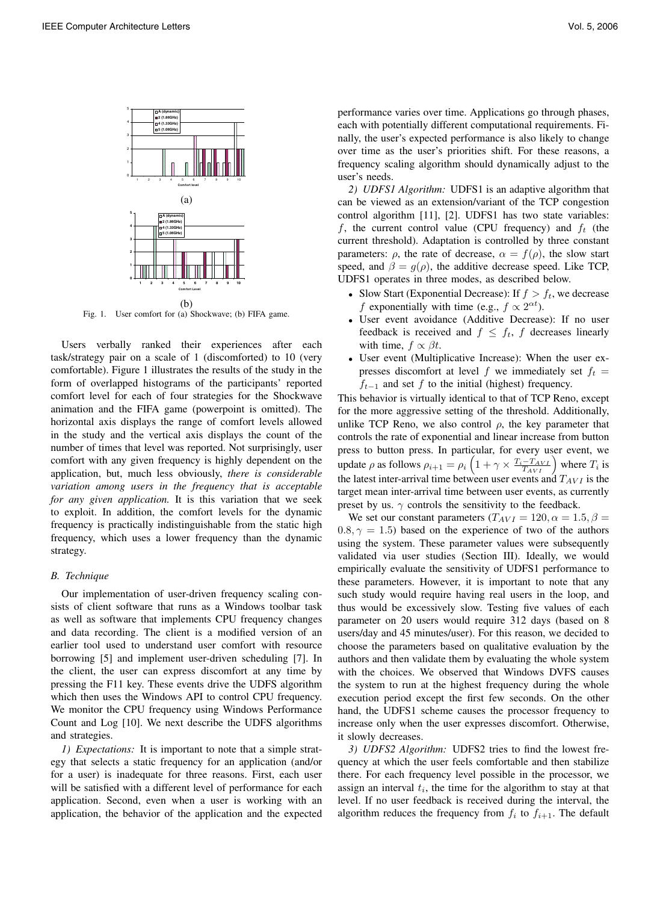5
4
3
2
1
0

A (dynamic)
2 (1.86GHz)
4 (1.33GHz)
5 (1.06GHz)

1 2 3 4 5 6 7 8 9 10

Comfort level

(a)

5
4
3
2
1
0

A (dynamic)
2 (1.86GHz)
4 (1.33GHz)
5 (1.06GHz)

1 2 3 4 5 6 7 8 9 10

Comfort Level

(b)

Fig. 1. User comfort for (a) Shockwave; (b) FIFA game.

Users verbally ranked their experiences after each task/strategy pair on a scale of 1 (discomforted) to 10 (very comfortable). Figure 1 illustrates the results of the study in the form of overlapped histograms of the participants' reported comfort level for each of four strategies for the Shockwave animation and the FIFA game (powerpoint is omitted). The horizontal axis displays the range of comfort levels allowed in the study and the vertical axis displays the count of the number of times that level was reported. Not surprisingly, user comfort with any given frequency is highly dependent on the application, but, much less obviously, *there is considerable variation among users in the frequency that is acceptable for any given application.* It is this variation that we seek to exploit. In addition, the comfort levels for the dynamic frequency is practically indistinguishable from the static high frequency, which uses a lower frequency than the dynamic strategy.

### B. Technique

Our implementation of user-driven frequency scaling consists of client software that runs as a Windows toolbar task as well as software that implements CPU frequency changes and data recording. The client is a modified version of an earlier tool used to understand user comfort with resource borrowing [5] and implement user-driven scheduling [7]. In the client, the user can express discomfort at any time by pressing the F11 key. These events drive the UDFS algorithm which then uses the Windows API to control CPU frequency. We monitor the CPU frequency using Windows Performance Count and Log [10]. We next describe the UDFS algorithms and strategies.

*1) Expectations:* It is important to note that a simple strategy that selects a static frequency for an application (and/or for a user) is inadequate for three reasons. First, each user will be satisfied with a different level of performance for each application. Second, even when a user is working with an application, the behavior of the application and the expected performance varies over time. Applications go through phases, each with potentially different computational requirements. Finally, the user's expected performance is also likely to change over time as the user's priorities shift. For these reasons, a frequency scaling algorithm should dynamically adjust to the user's needs.

*2) UDFS1 Algorithm:* UDFS1 is an adaptive algorithm that can be viewed as an extension/variant of the TCP congestion control algorithm [11], [2]. UDFS1 has two state variables: $f$, the current control value (CPU frequency) and $f_t$ (the current threshold). Adaptation is controlled by three constant parameters: $\rho$, the rate of decrease, $\alpha = f(\rho)$, the slow start speed, and $\beta = g(\rho)$, the additive decrease speed. Like TCP, UDFS1 operates in three modes, as described below.

- Slow Start (Exponential Decrease): If $f > f_t$, we decrease $f$ exponentially with time (e.g., $f \propto 2^{\alpha t}$).
- User event avoidance (Additive Decrease): If no user feedback is received and $f \leq f_t$, $f$ decreases linearly with time, $f \propto \beta t$.
- User event (Multiplicative Increase): When the user expresses discomfort at level $f$ we immediately set $f_t = f_{t-1}$ and set $f$ to the initial (highest) frequency.

This behavior is virtually identical to that of TCP Reno, except for the more aggressive setting of the threshold. Additionally, unlike TCP Reno, we also control $\rho$, the key parameter that controls the rate of exponential and linear increase from button press to button press. In particular, for every user event, we update $\rho$ as follows $\rho_{i+1} = \rho_i \left(1 + \gamma \times \frac{T_i - T_{AVI}}{T_{AVI}}\right)$ where $T_i$ is the latest inter-arrival time between user events and $T_{AVI}$ is the target mean inter-arrival time between user events, as currently preset by us. $\gamma$ controls the sensitivity to the feedback.

We set our constant parameters ($T_{AVI} = 120, \alpha = 1.5, \beta = 0.8, \gamma = 1.5$) based on the experience of two of the authors using the system. These parameter values were subsequently validated via user studies (Section III). Ideally, we would empirically evaluate the sensitivity of UDFS1 performance to these parameters. However, it is important to note that any such study would require having real users in the loop, and thus would be excessively slow. Testing five values of each parameter on 20 users would require 312 days (based on 8 users/day and 45 minutes/user). For this reason, we decided to choose the parameters based on qualitative evaluation by the authors and then validate them by evaluating the whole system with the choices. We observed that Windows DVFS causes the system to run at the highest frequency during the whole execution period except the first few seconds. On the other hand, the UDFS1 scheme causes the processor frequency to increase only when the user expresses discomfort. Otherwise, it slowly decreases.

*3) UDFS2 Algorithm:* UDFS2 tries to find the lowest frequency at which the user feels comfortable and then stabilize there. For each frequency level possible in the processor, we assign an interval $t_i$, the time for the algorithm to stay at that level. If no user feedback is received during the interval, the algorithm reduces the frequency from $f_i$ to $f_{i+1}$. The default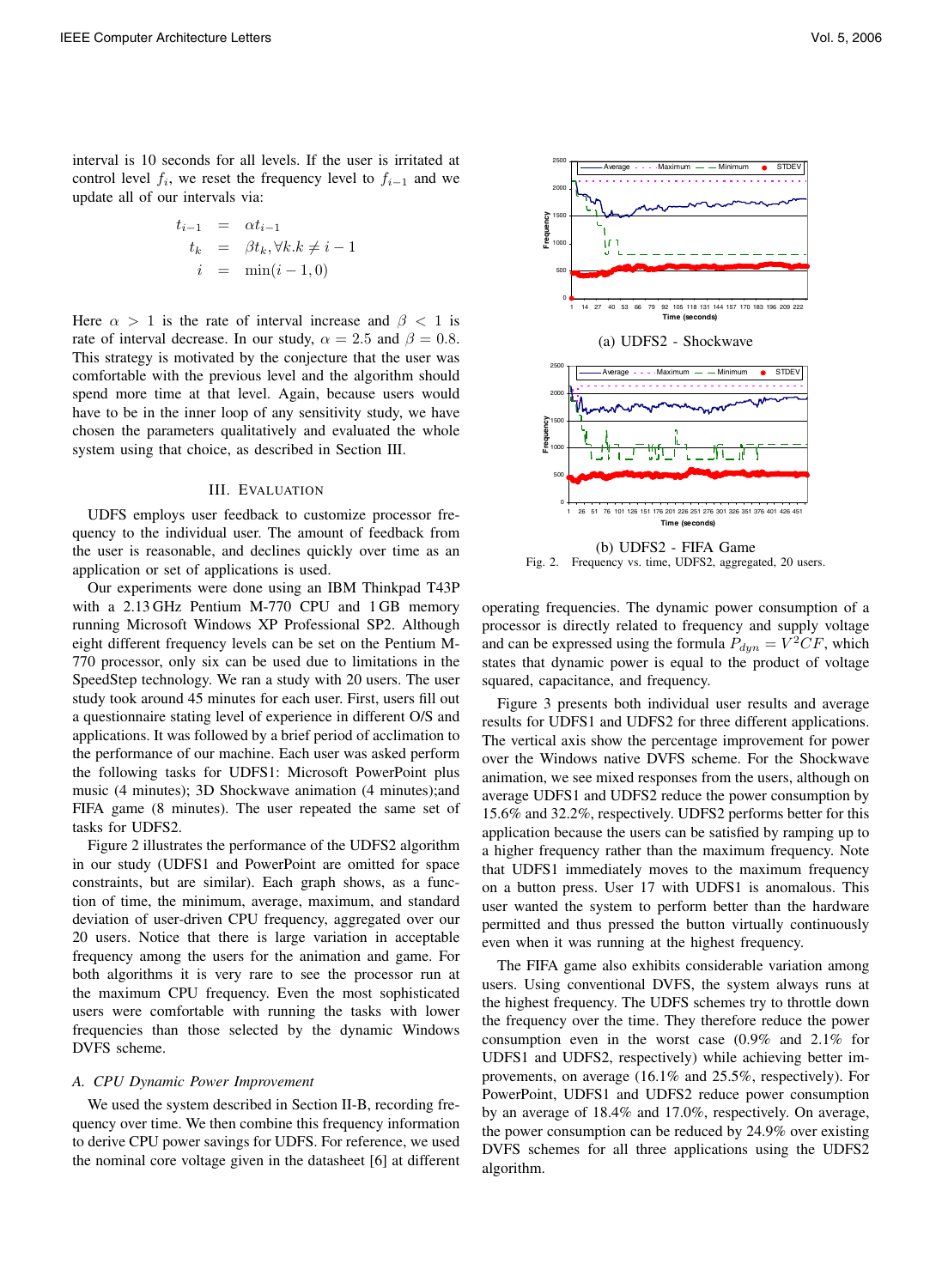interval is 10 seconds for all levels. If the user is irritated at control level $f_i$, we reset the frequency level to $f_{i-1}$ and we update all of our intervals via:

$$
\begin{aligned}
t_{i-1} &= \alpha t_{i-1} \\
t_k &= \beta t_k, \forall k.k \neq i-1 \\
i &= \min(i-1, 0)
\end{aligned}
$$

Here $\alpha > 1$ is the rate of interval increase and $\beta < 1$ is rate of interval decrease. In our study, $\alpha = 2.5$ and $\beta = 0.8$. This strategy is motivated by the conjecture that the user was comfortable with the previous level and the algorithm should spend more time at that level. Again, because users would have to be in the inner loop of any sensitivity study, we have chosen the parameters qualitatively and evaluated the whole system using that choice, as described in Section III.

## III. Evaluation

UDFS employs user feedback to customize processor frequency to the individual user. The amount of feedback from the user is reasonable, and declines quickly over time as an application or set of applications is used.

Our experiments were done using an IBM Thinkpad T43P with a 2.13 GHz Pentium M-770 CPU and 1 GB memory running Microsoft Windows XP Professional SP2. Although eight different frequency levels can be set on the Pentium M-770 processor, only six can be used due to limitations in the SpeedStep technology. We ran a study with 20 users. The user study took around 45 minutes for each user. First, users fill out a questionnaire stating level of experience in different O/S and applications. It was followed by a brief period of acclimation to the performance of our machine. Each user was asked perform the following tasks for UDFS1: Microsoft PowerPoint plus music (4 minutes); 3D Shockwave animation (4 minutes);and FIFA game (8 minutes). The user repeated the same set of tasks for UDFS2.

Figure 2 illustrates the performance of the UDFS2 algorithm in our study (UDFS1 and PowerPoint are omitted for space constraints, but are similar). Each graph shows, as a function of time, the minimum, average, maximum, and standard deviation of user-driven CPU frequency, aggregated over our 20 users. Notice that there is large variation in acceptable frequency among the users for the animation and game. For both algorithms it is very rare to see the processor run at the maximum CPU frequency. Even the most sophisticated users were comfortable with running the tasks with lower frequencies than those selected by the dynamic Windows DVFS scheme.

(a) UDFS2 - Shockwave

(b) UDFS2 - FIFA Game

Fig. 2. Frequency vs. time, UDFS2, aggregated, 20 users.

### A. CPU Dynamic Power Improvement

We used the system described in Section II-B, recording frequency over time. We then combine this frequency information to derive CPU power savings for UDFS. For reference, we used the nominal core voltage given in the datasheet [6] at different operating frequencies. The dynamic power consumption of a processor is directly related to frequency and supply voltage and can be expressed using the formula $P_{dyn} = V^2CF$, which states that dynamic power is equal to the product of voltage squared, capacitance, and frequency.

Figure 3 presents both individual user results and average results for UDFS1 and UDFS2 for three different applications. The vertical axis show the percentage improvement for power over the Windows native DVFS scheme. For the Shockwave animation, we see mixed responses from the users, although on average UDFS1 and UDFS2 reduce the power consumption by 15.6% and 32.2%, respectively. UDFS2 performs better for this application because the users can be satisfied by ramping up to a higher frequency rather than the maximum frequency. Note that UDFS1 immediately moves to the maximum frequency on a button press. User 17 with UDFS1 is anomalous. This user wanted the system to perform better than the hardware permitted and thus pressed the button virtually continuously even when it was running at the highest frequency.

The FIFA game also exhibits considerable variation among users. Using conventional DVFS, the system always runs at the highest frequency. The UDFS schemes try to throttle down the frequency over the time. They therefore reduce the power consumption even in the worst case (0.9% and 2.1% for UDFS1 and UDFS2, respectively) while achieving better improvements, on average (16.1% and 25.5%, respectively). For PowerPoint, UDFS1 and UDFS2 reduce power consumption by an average of 18.4% and 17.0%, respectively. On average, the power consumption can be reduced by 24.9% over existing DVFS schemes for all three applications using the UDFS2 algorithm.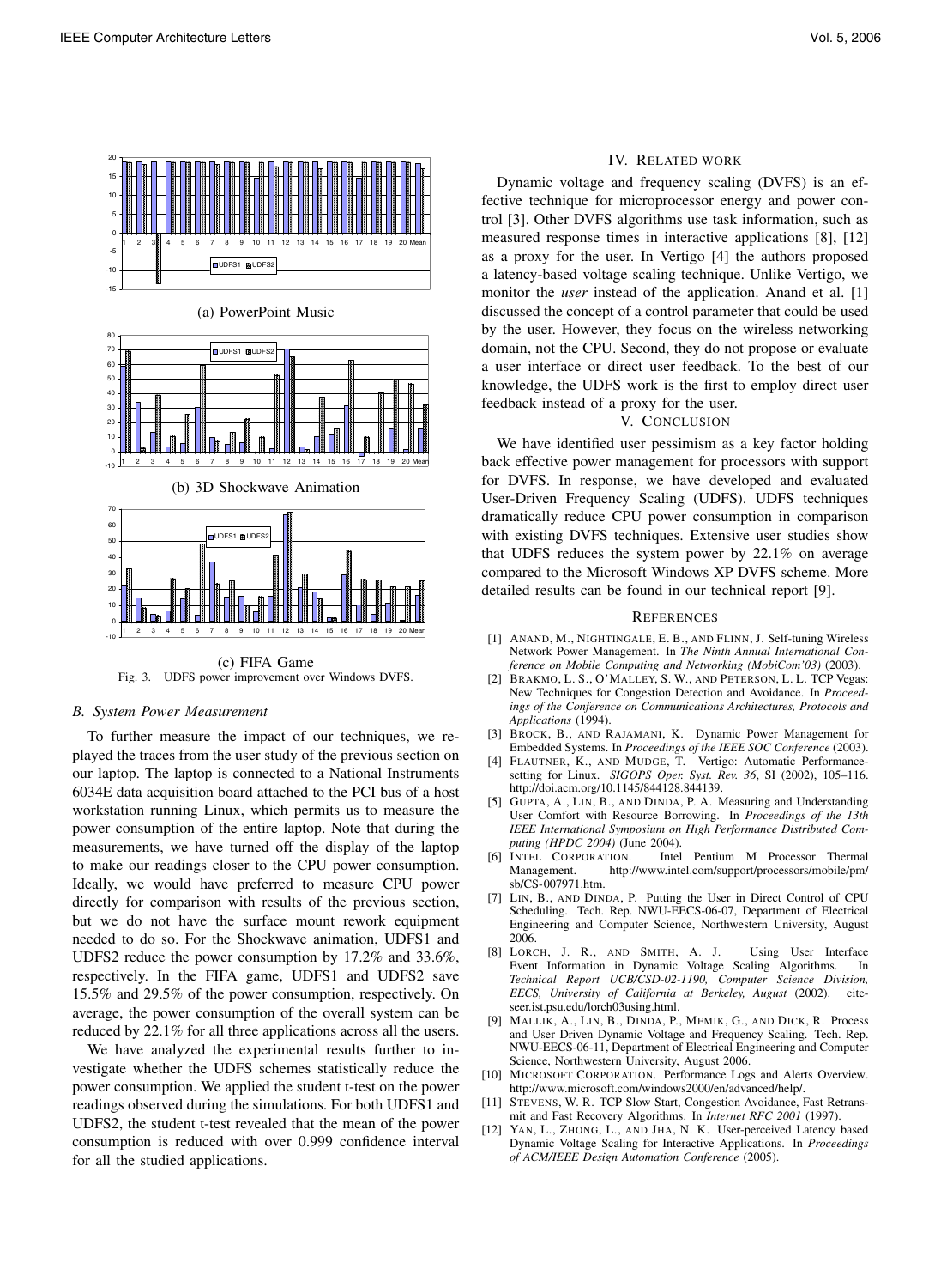20
15
10
5
0
-5
-10
-15
1 2 3 4 5 6 7 8 9 10 11 12 13 14 15 16 17 18 19 20 Mean
UDFS1 UDFS2

(a) PowerPoint Music

80
70
60
50
40
30
20
10
0
-10
1 2 3 4 5 6 7 8 9 10 11 12 13 14 15 16 17 18 19 20 Mean
UDFS1 UDFS2

(b) 3D Shockwave Animation

70
60
50
40
30
20
10
0
-10
1 2 3 4 5 6 7 8 9 10 11 12 13 14 15 16 17 18 19 20 Mean
UDFS1 UDFS2

(c) FIFA Game

Fig. 3. UDFS power improvement over Windows DVFS.

### B. System Power Measurement

To further measure the impact of our techniques, we replayed the traces from the user study of the previous section on our laptop. The laptop is connected to a National Instruments 6034E data acquisition board attached to the PCI bus of a host workstation running Linux, which permits us to measure the power consumption of the entire laptop. Note that during the measurements, we have turned off the display of the laptop to make our readings closer to the CPU power consumption. Ideally, we would have preferred to measure CPU power directly for comparison with results of the previous section, but we do not have the surface mount rework equipment needed to do so. For the Shockwave animation, UDFS1 and UDFS2 reduce the power consumption by 17.2% and 33.6%, respectively. In the FIFA game, UDFS1 and UDFS2 save 15.5% and 29.5% of the power consumption, respectively. On average, the power consumption of the overall system can be reduced by 22.1% for all three applications across all the users.

We have analyzed the experimental results further to investigate whether the UDFS schemes statistically reduce the power consumption. We applied the student t-test on the power readings observed during the simulations. For both UDFS1 and UDFS2, the student t-test revealed that the mean of the power consumption is reduced with over 0.999 confidence interval for all the studied applications.

## IV. Related Work

Dynamic voltage and frequency scaling (DVFS) is an effective technique for microprocessor energy and power control [3]. Other DVFS algorithms use task information, such as measured response times in interactive applications [8], [12] as a proxy for the user. In Vertigo [4] the authors proposed a latency-based voltage scaling technique. Unlike Vertigo, we monitor the *user* instead of the application. Anand et al. [1] discussed the concept of a control parameter that could be used by the user. However, they focus on the wireless networking domain, not the CPU. Second, they do not propose or evaluate a user interface or direct user feedback. To the best of our knowledge, the UDFS work is the first to employ direct user feedback instead of a proxy for the user.

## V. Conclusion

We have identified user pessimism as a key factor holding back effective power management for processors with support for DVFS. In response, we have developed and evaluated User-Driven Frequency Scaling (UDFS). UDFS techniques dramatically reduce CPU power consumption in comparison with existing DVFS techniques. Extensive user studies show that UDFS reduces the system power by 22.1% on average compared to the Microsoft Windows XP DVFS scheme. More detailed results can be found in our technical report [9].

## References

[1] Anand, M., Nightingale, E. B., and Flinn, J. Self-tuning Wireless Network Power Management. In *The Ninth Annual International Conference on Mobile Computing and Networking (MobiCom'03)* (2003).

[2] Brakmo, L. S., O'Malley, S. W., and Peterson, L. L. TCP Vegas: New Techniques for Congestion Detection and Avoidance. In *Proceedings of the Conference on Communications Architectures, Protocols and Applications* (1994).

[3] Brock, B., and Rajamani, K. Dynamic Power Management for Embedded Systems. In *Proceedings of the IEEE SOC Conference* (2003).

[4] Flautner, K., and Mudge, T. Vertigo: Automatic Performance-setting for Linux. *SIGOPS Oper. Syst. Rev. 36*, SI (2002), 105–116. http://doi.acm.org/10.1145/844128.844139.

[5] Gupta, A., Lin, B., and Dinda, P. A. Measuring and Understanding User Comfort with Resource Borrowing. In *Proceedings of the 13th IEEE International Symposium on High Performance Distributed Computing (HPDC 2004)* (June 2004).

[6] Intel Corporation. Intel Pentium M Processor Thermal Management. http://www.intel.com/support/processors/mobile/pm/sb/CS-007971.htm.

[7] Lin, B., and Dinda, P. Putting the User in Direct Control of CPU Scheduling. Tech. Rep. NWU-EECS-06-07, Department of Electrical Engineering and Computer Science, Northwestern University, August 2006.

[8] Lorch, J. R., and Smith, A. J. Using User Interface Event Information in Dynamic Voltage Scaling Algorithms. In *Technical Report UCB/CSD-02-1190, Computer Science Division, EECS, University of California at Berkeley, August* (2002). citeseer.ist.psu.edu/lorch03using.html.

[9] Mallik, A., Lin, B., Dinda, P., Memik, G., and Dick, R. Process and User Driven Dynamic Voltage and Frequency Scaling. Tech. Rep. NWU-EECS-06-11, Department of Electrical Engineering and Computer Science, Northwestern University, August 2006.

[10] Microsoft Corporation. Performance Logs and Alerts Overview. http://www.microsoft.com/windows2000/en/advanced/help/.

[11] Stevens, W. R. TCP Slow Start, Congestion Avoidance, Fast Retransmit and Fast Recovery Algorithms. In *Internet RFC 2001* (1997).

[12] Yan, L., Zhong, L., and Jha, N. K. User-perceived Latency based Dynamic Voltage Scaling for Interactive Applications. In *Proceedings of ACM/IEEE Design Automation Conference* (2005).